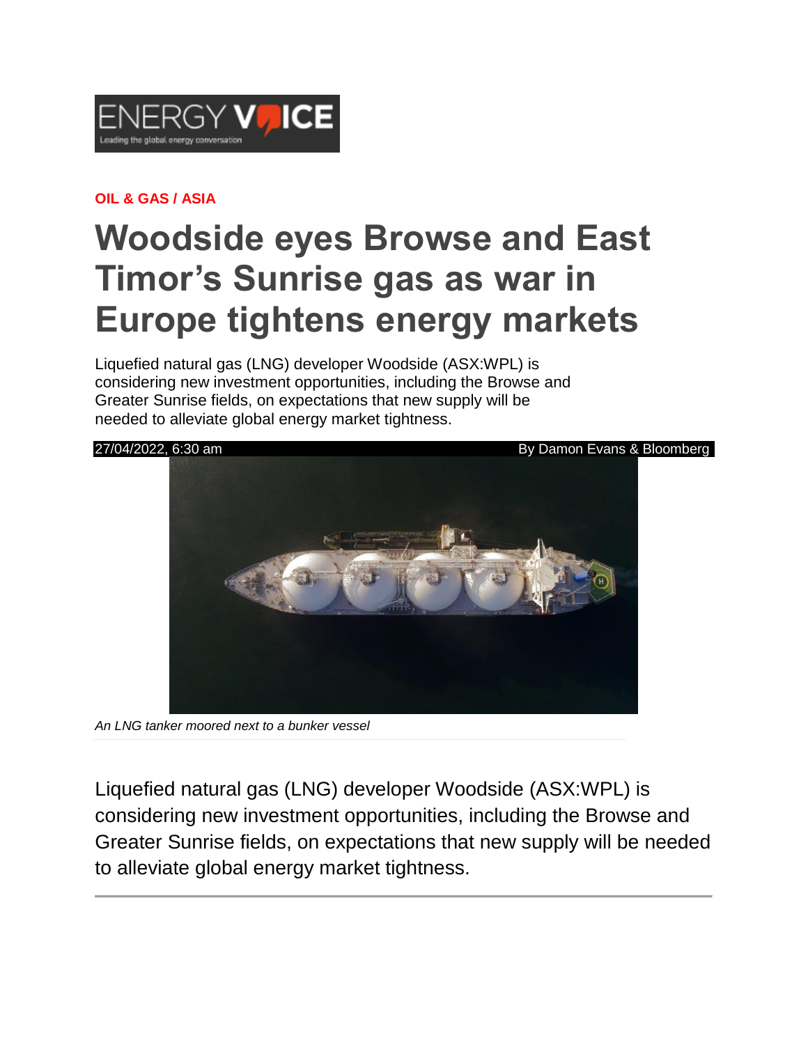OIL & GAS / ASIA

# Woodside eyes Browse and East Timor's Sunrise gas as war in Europe tightens energy markets

Liquefied natural gas (LNG) developer Woodside (ASX:WPL) is considering new investment opportunities, including the Browse and Greater Sunrise fields, on expectations that new supply will be needed to alleviate global energy market tightness.

27/04/2022, 6:30 am

By Damon Evans & Bloomberg

*An LNG tanker moored next to a bunker vessel*

Liquefied natural gas (LNG) developer Woodside (ASX:WPL) is considering new investment opportunities, including the Browse and Greater Sunrise fields, on expectations that new supply will be needed to alleviate global energy market tightness.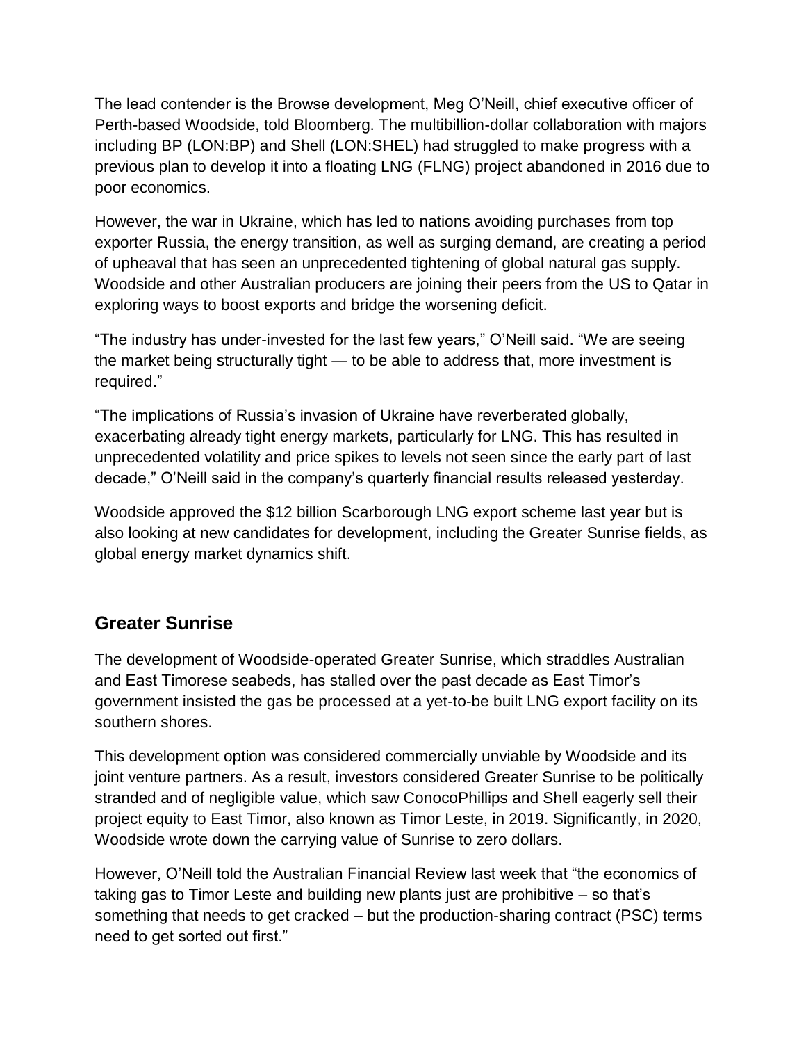The lead contender is the Browse development, Meg O'Neill, chief executive officer of Perth-based Woodside, told Bloomberg. The multibillion-dollar collaboration with majors including BP (LON:BP) and Shell (LON:SHEL) had struggled to make progress with a previous plan to develop it into a floating LNG (FLNG) project abandoned in 2016 due to poor economics.

However, the war in Ukraine, which has led to nations avoiding purchases from top exporter Russia, the energy transition, as well as surging demand, are creating a period of upheaval that has seen an unprecedented tightening of global natural gas supply. Woodside and other Australian producers are joining their peers from the US to Qatar in exploring ways to boost exports and bridge the worsening deficit.

"The industry has under-invested for the last few years," O'Neill said. "We are seeing the market being structurally tight — to be able to address that, more investment is required."

"The implications of Russia's invasion of Ukraine have reverberated globally, exacerbating already tight energy markets, particularly for LNG. This has resulted in unprecedented volatility and price spikes to levels not seen since the early part of last decade," O'Neill said in the company's quarterly financial results released yesterday.

Woodside approved the $12 billion Scarborough LNG export scheme last year but is also looking at new candidates for development, including the Greater Sunrise fields, as global energy market dynamics shift.

## Greater Sunrise

The development of Woodside-operated Greater Sunrise, which straddles Australian and East Timorese seabeds, has stalled over the past decade as East Timor's government insisted the gas be processed at a yet-to-be built LNG export facility on its southern shores.

This development option was considered commercially unviable by Woodside and its joint venture partners. As a result, investors considered Greater Sunrise to be politically stranded and of negligible value, which saw ConocoPhillips and Shell eagerly sell their project equity to East Timor, also known as Timor Leste, in 2019. Significantly, in 2020, Woodside wrote down the carrying value of Sunrise to zero dollars.

However, O'Neill told the Australian Financial Review last week that "the economics of taking gas to Timor Leste and building new plants just are prohibitive – so that's something that needs to get cracked – but the production-sharing contract (PSC) terms need to get sorted out first."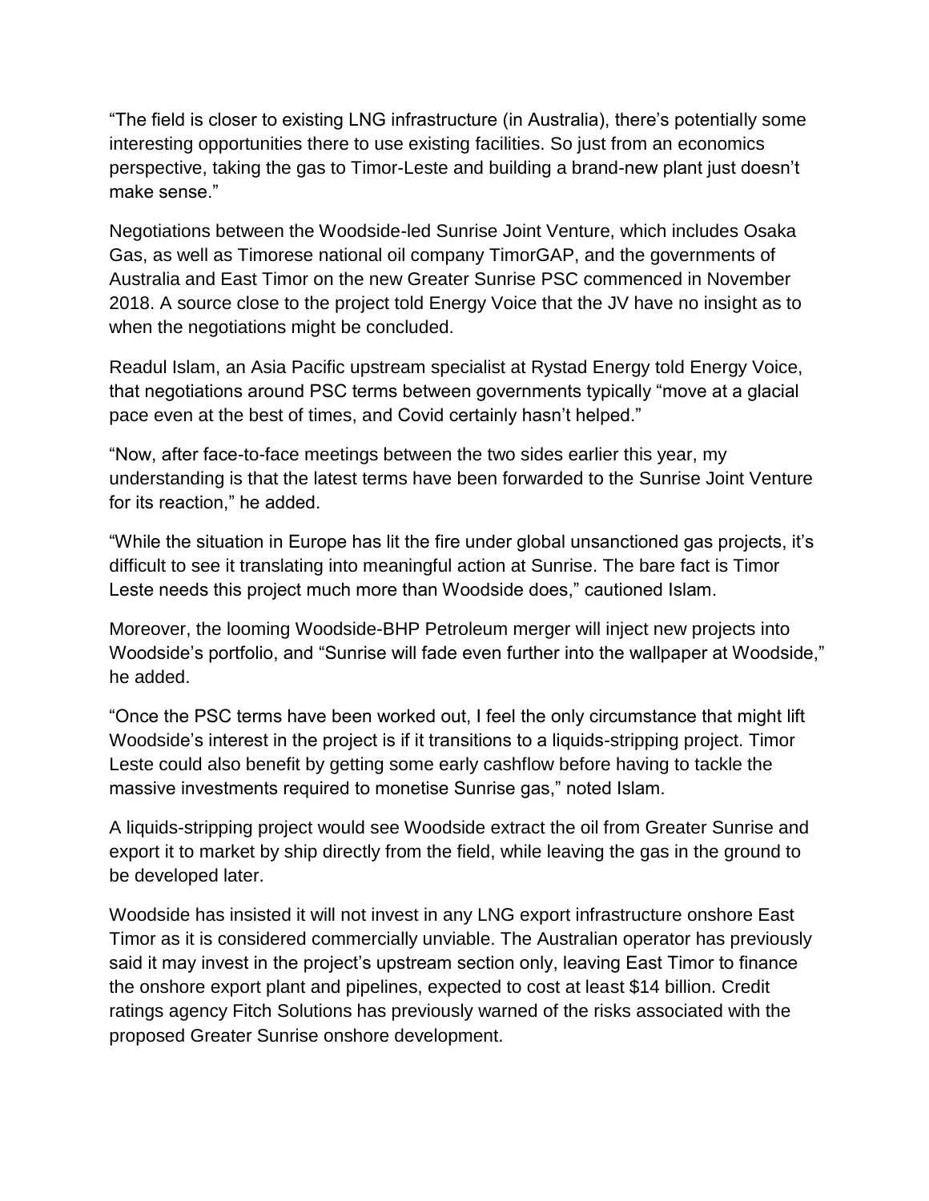"The field is closer to existing LNG infrastructure (in Australia), there's potentially some interesting opportunities there to use existing facilities. So just from an economics perspective, taking the gas to Timor-Leste and building a brand-new plant just doesn't make sense."

Negotiations between the Woodside-led Sunrise Joint Venture, which includes Osaka Gas, as well as Timorese national oil company TimorGAP, and the governments of Australia and East Timor on the new Greater Sunrise PSC commenced in November 2018. A source close to the project told Energy Voice that the JV have no insight as to when the negotiations might be concluded.

Readul Islam, an Asia Pacific upstream specialist at Rystad Energy told Energy Voice, that negotiations around PSC terms between governments typically "move at a glacial pace even at the best of times, and Covid certainly hasn't helped."

"Now, after face-to-face meetings between the two sides earlier this year, my understanding is that the latest terms have been forwarded to the Sunrise Joint Venture for its reaction," he added.

"While the situation in Europe has lit the fire under global unsanctioned gas projects, it's difficult to see it translating into meaningful action at Sunrise. The bare fact is Timor Leste needs this project much more than Woodside does," cautioned Islam.

Moreover, the looming Woodside-BHP Petroleum merger will inject new projects into Woodside's portfolio, and "Sunrise will fade even further into the wallpaper at Woodside," he added.

"Once the PSC terms have been worked out, I feel the only circumstance that might lift Woodside's interest in the project is if it transitions to a liquids-stripping project. Timor Leste could also benefit by getting some early cashflow before having to tackle the massive investments required to monetise Sunrise gas," noted Islam.

A liquids-stripping project would see Woodside extract the oil from Greater Sunrise and export it to market by ship directly from the field, while leaving the gas in the ground to be developed later.

Woodside has insisted it will not invest in any LNG export infrastructure onshore East Timor as it is considered commercially unviable. The Australian operator has previously said it may invest in the project's upstream section only, leaving East Timor to finance the onshore export plant and pipelines, expected to cost at least $14 billion. Credit ratings agency Fitch Solutions has previously warned of the risks associated with the proposed Greater Sunrise onshore development.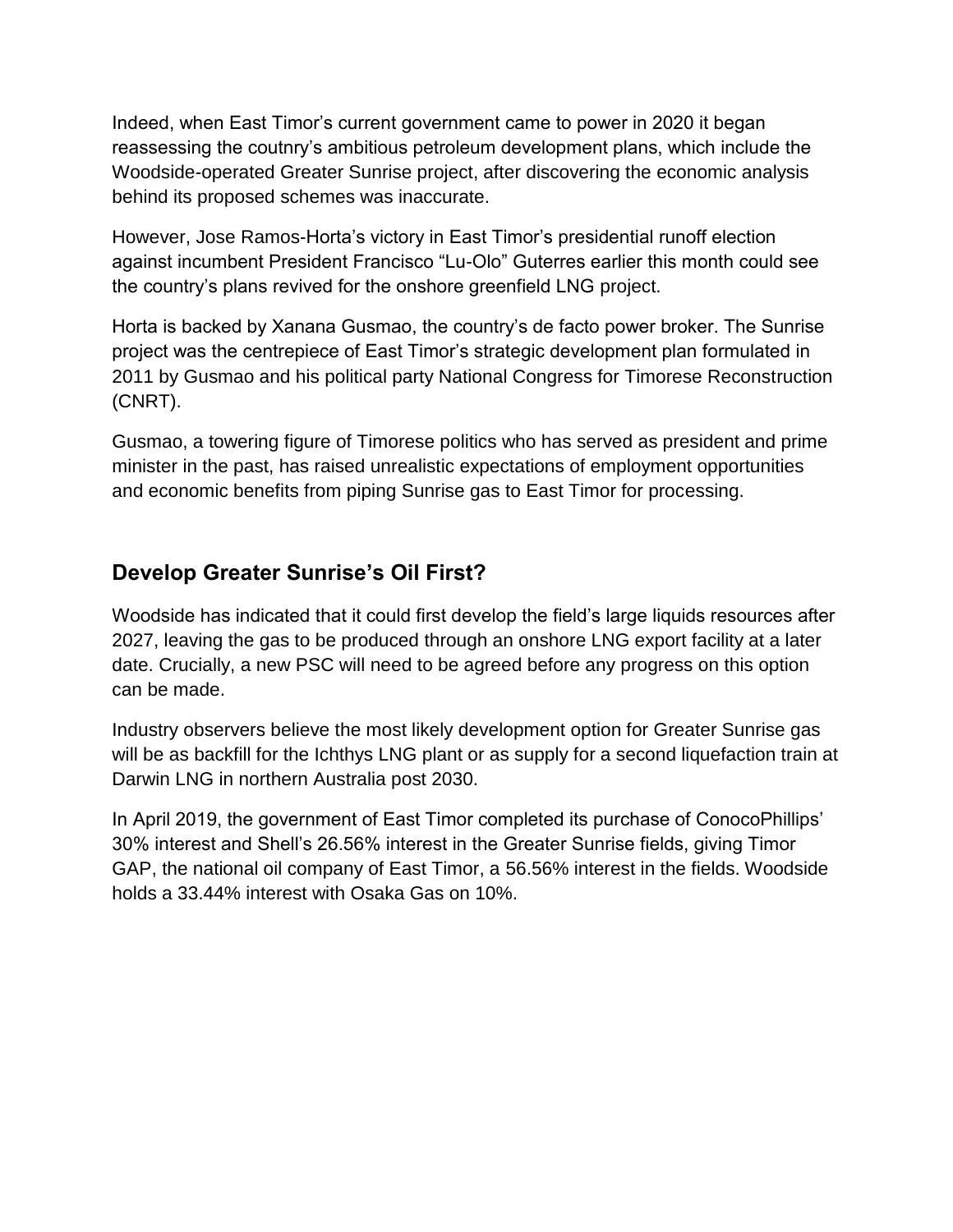Indeed, when East Timor's current government came to power in 2020 it began reassessing the coutnry's ambitious petroleum development plans, which include the Woodside-operated Greater Sunrise project, after discovering the economic analysis behind its proposed schemes was inaccurate.

However, Jose Ramos-Horta's victory in East Timor's presidential runoff election against incumbent President Francisco "Lu-Olo" Guterres earlier this month could see the country's plans revived for the onshore greenfield LNG project.

Horta is backed by Xanana Gusmao, the country's de facto power broker. The Sunrise project was the centrepiece of East Timor's strategic development plan formulated in 2011 by Gusmao and his political party National Congress for Timorese Reconstruction (CNRT).

Gusmao, a towering figure of Timorese politics who has served as president and prime minister in the past, has raised unrealistic expectations of employment opportunities and economic benefits from piping Sunrise gas to East Timor for processing.

## Develop Greater Sunrise's Oil First?

Woodside has indicated that it could first develop the field's large liquids resources after 2027, leaving the gas to be produced through an onshore LNG export facility at a later date. Crucially, a new PSC will need to be agreed before any progress on this option can be made.

Industry observers believe the most likely development option for Greater Sunrise gas will be as backfill for the Ichthys LNG plant or as supply for a second liquefaction train at Darwin LNG in northern Australia post 2030.

In April 2019, the government of East Timor completed its purchase of ConocoPhillips' 30% interest and Shell's 26.56% interest in the Greater Sunrise fields, giving Timor GAP, the national oil company of East Timor, a 56.56% interest in the fields. Woodside holds a 33.44% interest with Osaka Gas on 10%.